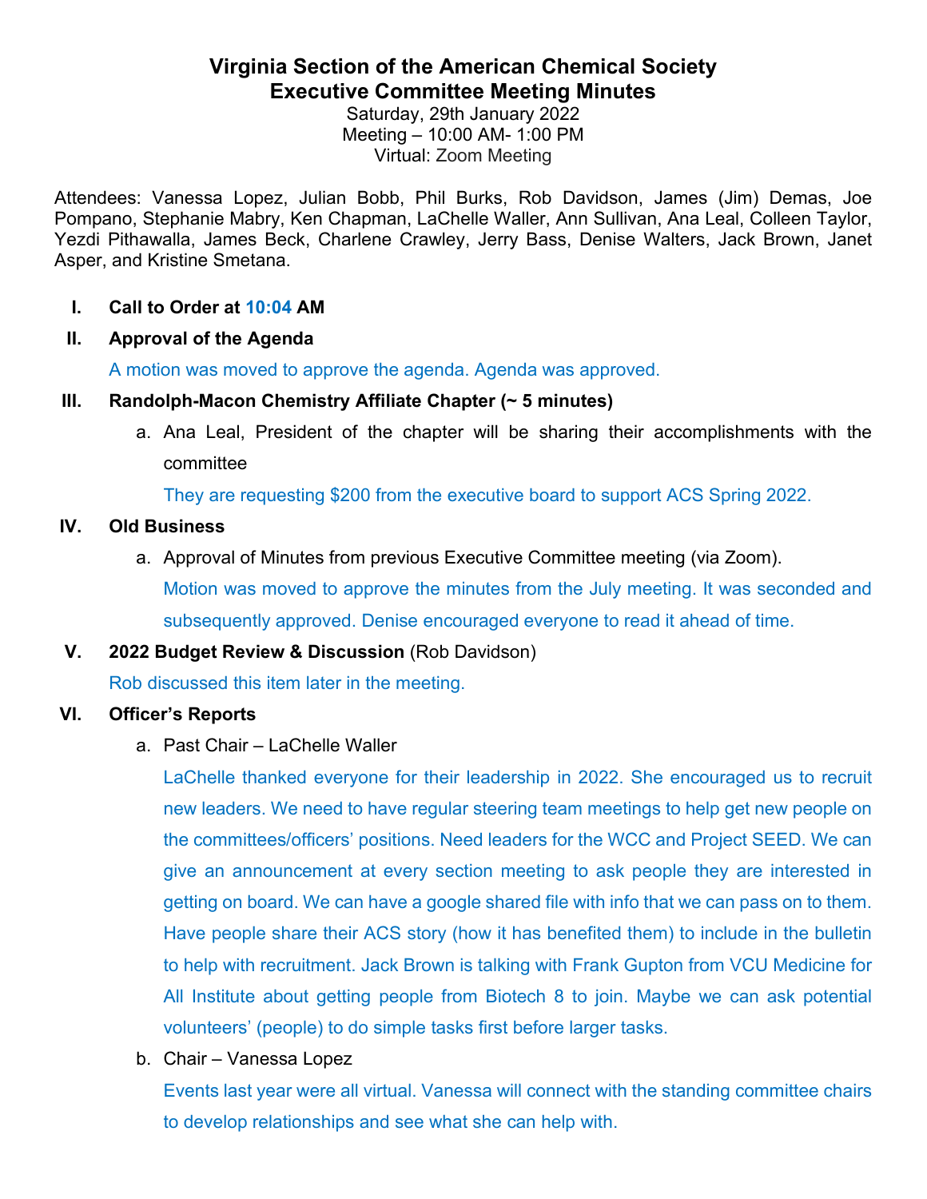# Virginia Section of the American Chemical Society
## Executive Committee Meeting Minutes

Saturday, 29th January 2022
Meeting – 10:00 AM- 1:00 PM
Virtual: Zoom Meeting

Attendees: Vanessa Lopez, Julian Bobb, Phil Burks, Rob Davidson, James (Jim) Demas, Joe Pompano, Stephanie Mabry, Ken Chapman, LaChelle Waller, Ann Sullivan, Ana Leal, Colleen Taylor, Yezdi Pithawalla, James Beck, Charlene Crawley, Jerry Bass, Denise Walters, Jack Brown, Janet Asper, and Kristine Smetana.

**I. Call to Order at 10:04 AM**

**II. Approval of the Agenda**

A motion was moved to approve the agenda. Agenda was approved.

**III. Randolph-Macon Chemistry Affiliate Chapter (~ 5 minutes)**

a. Ana Leal, President of the chapter will be sharing their accomplishments with the committee

They are requesting $200 from the executive board to support ACS Spring 2022.

**IV. Old Business**

a. Approval of Minutes from previous Executive Committee meeting (via Zoom).

Motion was moved to approve the minutes from the July meeting. It was seconded and subsequently approved. Denise encouraged everyone to read it ahead of time.

**V. 2022 Budget Review & Discussion** (Rob Davidson)

Rob discussed this item later in the meeting.

**VI. Officer's Reports**

a. Past Chair – LaChelle Waller

LaChelle thanked everyone for their leadership in 2022. She encouraged us to recruit new leaders. We need to have regular steering team meetings to help get new people on the committees/officers' positions. Need leaders for the WCC and Project SEED. We can give an announcement at every section meeting to ask people they are interested in getting on board. We can have a google shared file with info that we can pass on to them. Have people share their ACS story (how it has benefited them) to include in the bulletin to help with recruitment. Jack Brown is talking with Frank Gupton from VCU Medicine for All Institute about getting people from Biotech 8 to join. Maybe we can ask potential volunteers' (people) to do simple tasks first before larger tasks.

b. Chair – Vanessa Lopez

Events last year were all virtual. Vanessa will connect with the standing committee chairs to develop relationships and see what she can help with.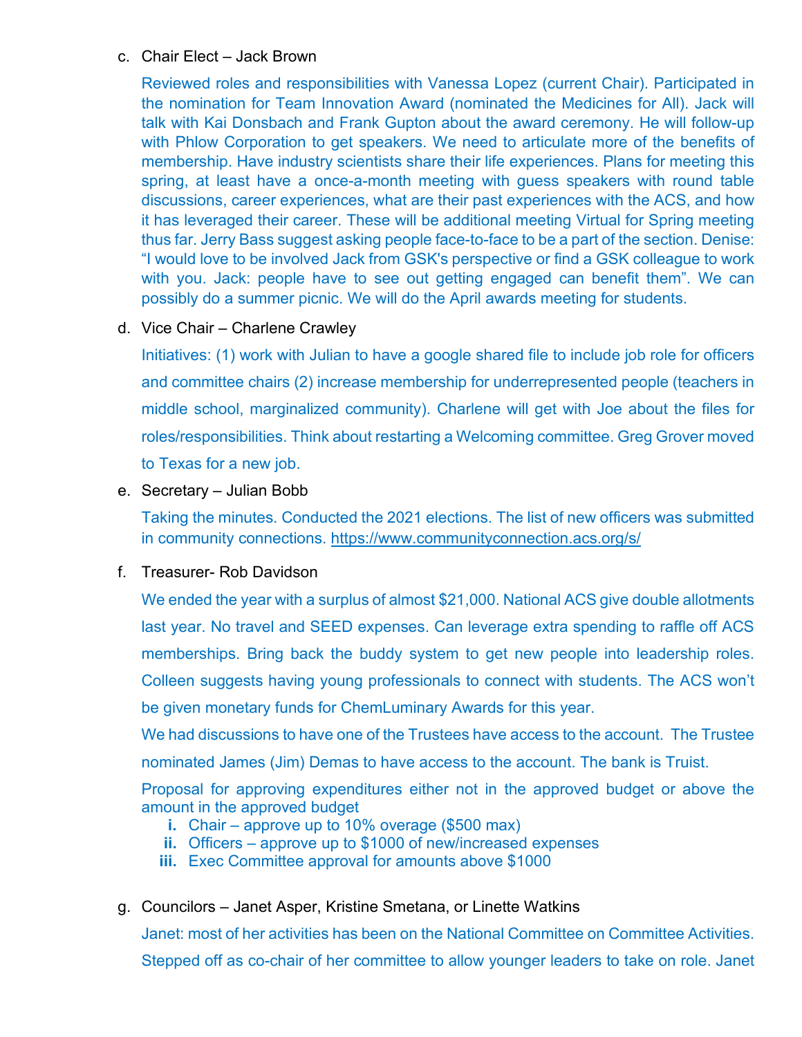c. Chair Elect – Jack Brown

Reviewed roles and responsibilities with Vanessa Lopez (current Chair). Participated in the nomination for Team Innovation Award (nominated the Medicines for All). Jack will talk with Kai Donsbach and Frank Gupton about the award ceremony. He will follow-up with Phlow Corporation to get speakers. We need to articulate more of the benefits of membership. Have industry scientists share their life experiences. Plans for meeting this spring, at least have a once-a-month meeting with guess speakers with round table discussions, career experiences, what are their past experiences with the ACS, and how it has leveraged their career. These will be additional meeting Virtual for Spring meeting thus far. Jerry Bass suggest asking people face-to-face to be a part of the section. Denise: "I would love to be involved Jack from GSK's perspective or find a GSK colleague to work with you. Jack: people have to see out getting engaged can benefit them". We can possibly do a summer picnic. We will do the April awards meeting for students.

d. Vice Chair – Charlene Crawley

Initiatives: (1) work with Julian to have a google shared file to include job role for officers and committee chairs (2) increase membership for underrepresented people (teachers in middle school, marginalized community). Charlene will get with Joe about the files for roles/responsibilities. Think about restarting a Welcoming committee. Greg Grover moved to Texas for a new job.

e. Secretary – Julian Bobb

Taking the minutes. Conducted the 2021 elections. The list of new officers was submitted in community connections. https://www.communityconnection.acs.org/s/

f. Treasurer- Rob Davidson

We ended the year with a surplus of almost $21,000. National ACS give double allotments last year. No travel and SEED expenses. Can leverage extra spending to raffle off ACS memberships. Bring back the buddy system to get new people into leadership roles. Colleen suggests having young professionals to connect with students. The ACS won't be given monetary funds for ChemLuminary Awards for this year.

We had discussions to have one of the Trustees have access to the account. The Trustee nominated James (Jim) Demas to have access to the account. The bank is Truist.

Proposal for approving expenditures either not in the approved budget or above the amount in the approved budget

i. Chair – approve up to 10% overage ($500 max)
ii. Officers – approve up to $1000 of new/increased expenses
iii. Exec Committee approval for amounts above $1000

g. Councilors – Janet Asper, Kristine Smetana, or Linette Watkins

Janet: most of her activities has been on the National Committee on Committee Activities. Stepped off as co-chair of her committee to allow younger leaders to take on role. Janet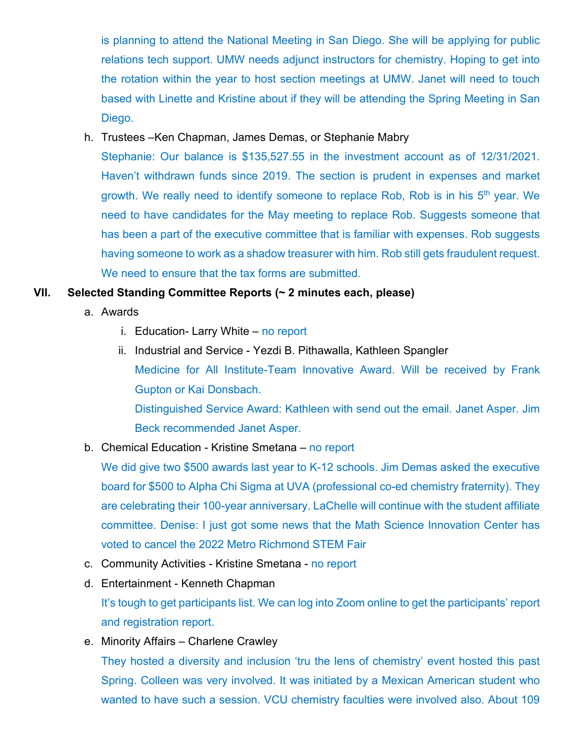is planning to attend the National Meeting in San Diego. She will be applying for public relations tech support. UMW needs adjunct instructors for chemistry. Hoping to get into the rotation within the year to host section meetings at UMW. Janet will need to touch based with Linette and Kristine about if they will be attending the Spring Meeting in San Diego.

h. Trustees –Ken Chapman, James Demas, or Stephanie Mabry

   Stephanie: Our balance is $135,527.55 in the investment account as of 12/31/2021. Haven't withdrawn funds since 2019. The section is prudent in expenses and market growth. We really need to identify someone to replace Rob, Rob is in his 5th year. We need to have candidates for the May meeting to replace Rob. Suggests someone that has been a part of the executive committee that is familiar with expenses. Rob suggests having someone to work as a shadow treasurer with him. Rob still gets fraudulent request. We need to ensure that the tax forms are submitted.

## VII. Selected Standing Committee Reports (~ 2 minutes each, please)

a. Awards

   i. Education- Larry White – no report

   ii. Industrial and Service - Yezdi B. Pithawalla, Kathleen Spangler

      Medicine for All Institute-Team Innovative Award. Will be received by Frank Gupton or Kai Donsbach.

      Distinguished Service Award: Kathleen with send out the email. Janet Asper. Jim Beck recommended Janet Asper.

b. Chemical Education - Kristine Smetana – no report

   We did give two $500 awards last year to K-12 schools. Jim Demas asked the executive board for $500 to Alpha Chi Sigma at UVA (professional co-ed chemistry fraternity). They are celebrating their 100-year anniversary. LaChelle will continue with the student affiliate committee. Denise: I just got some news that the Math Science Innovation Center has voted to cancel the 2022 Metro Richmond STEM Fair

c. Community Activities - Kristine Smetana - no report

d. Entertainment - Kenneth Chapman

   It's tough to get participants list. We can log into Zoom online to get the participants' report and registration report.

e. Minority Affairs – Charlene Crawley

   They hosted a diversity and inclusion 'tru the lens of chemistry' event hosted this past Spring. Colleen was very involved. It was initiated by a Mexican American student who wanted to have such a session. VCU chemistry faculties were involved also. About 109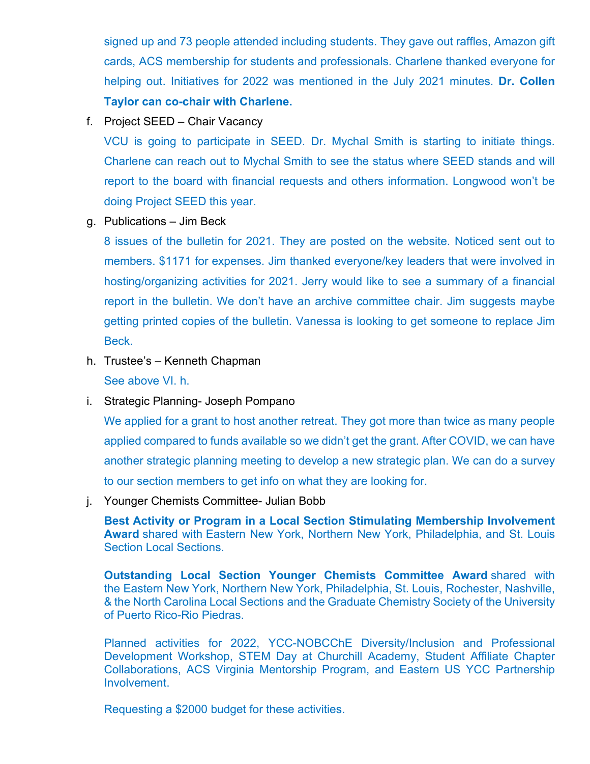signed up and 73 people attended including students. They gave out raffles, Amazon gift cards, ACS membership for students and professionals. Charlene thanked everyone for helping out. Initiatives for 2022 was mentioned in the July 2021 minutes. **Dr. Collen Taylor can co-chair with Charlene.**

f. Project SEED – Chair Vacancy

VCU is going to participate in SEED. Dr. Mychal Smith is starting to initiate things. Charlene can reach out to Mychal Smith to see the status where SEED stands and will report to the board with financial requests and others information. Longwood won't be doing Project SEED this year.

g. Publications – Jim Beck

8 issues of the bulletin for 2021. They are posted on the website. Noticed sent out to members. $1171 for expenses. Jim thanked everyone/key leaders that were involved in hosting/organizing activities for 2021. Jerry would like to see a summary of a financial report in the bulletin. We don't have an archive committee chair. Jim suggests maybe getting printed copies of the bulletin. Vanessa is looking to get someone to replace Jim Beck.

h. Trustee's – Kenneth Chapman

See above VI. h.

i. Strategic Planning- Joseph Pompano

We applied for a grant to host another retreat. They got more than twice as many people applied compared to funds available so we didn't get the grant. After COVID, we can have another strategic planning meeting to develop a new strategic plan. We can do a survey to our section members to get info on what they are looking for.

j. Younger Chemists Committee- Julian Bobb

**Best Activity or Program in a Local Section Stimulating Membership Involvement Award** shared with Eastern New York, Northern New York, Philadelphia, and St. Louis Section Local Sections.

**Outstanding Local Section Younger Chemists Committee Award** shared with the Eastern New York, Northern New York, Philadelphia, St. Louis, Rochester, Nashville, & the North Carolina Local Sections and the Graduate Chemistry Society of the University of Puerto Rico-Rio Piedras.

Planned activities for 2022, YCC-NOBCChE Diversity/Inclusion and Professional Development Workshop, STEM Day at Churchill Academy, Student Affiliate Chapter Collaborations, ACS Virginia Mentorship Program, and Eastern US YCC Partnership Involvement.

Requesting a $2000 budget for these activities.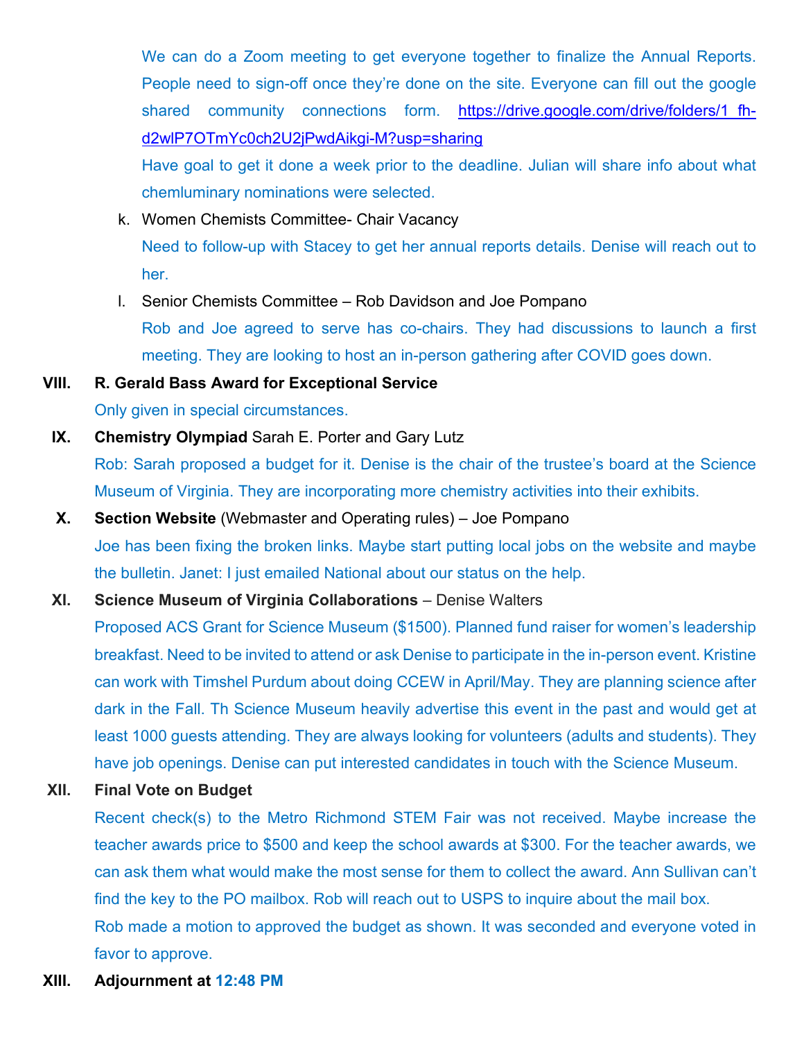We can do a Zoom meeting to get everyone together to finalize the Annual Reports. People need to sign-off once they're done on the site. Everyone can fill out the google shared community connections form. [https://drive.google.com/drive/folders/1_fh-d2wlP7OTmYc0ch2U2jPwdAikgi-M?usp=sharing](https://drive.google.com/drive/folders/1_fh-d2wlP7OTmYc0ch2U2jPwdAikgi-M?usp=sharing)

Have goal to get it done a week prior to the deadline. Julian will share info about what chemluminary nominations were selected.

k. Women Chemists Committee- Chair Vacancy

Need to follow-up with Stacey to get her annual reports details. Denise will reach out to her.

l. Senior Chemists Committee – Rob Davidson and Joe Pompano

Rob and Joe agreed to serve has co-chairs. They had discussions to launch a first meeting. They are looking to host an in-person gathering after COVID goes down.

**VIII. R. Gerald Bass Award for Exceptional Service**

Only given in special circumstances.

**IX. Chemistry Olympiad** Sarah E. Porter and Gary Lutz

Rob: Sarah proposed a budget for it. Denise is the chair of the trustee's board at the Science Museum of Virginia. They are incorporating more chemistry activities into their exhibits.

**X. Section Website** (Webmaster and Operating rules) – Joe Pompano

Joe has been fixing the broken links. Maybe start putting local jobs on the website and maybe the bulletin. Janet: I just emailed National about our status on the help.

**XI. Science Museum of Virginia Collaborations** – Denise Walters

Proposed ACS Grant for Science Museum ($1500). Planned fund raiser for women's leadership breakfast. Need to be invited to attend or ask Denise to participate in the in-person event. Kristine can work with Timshel Purdum about doing CCEW in April/May. They are planning science after dark in the Fall. Th Science Museum heavily advertise this event in the past and would get at least 1000 guests attending. They are always looking for volunteers (adults and students). They have job openings. Denise can put interested candidates in touch with the Science Museum.

**XII. Final Vote on Budget**

Recent check(s) to the Metro Richmond STEM Fair was not received. Maybe increase the teacher awards price to $500 and keep the school awards at $300. For the teacher awards, we can ask them what would make the most sense for them to collect the award. Ann Sullivan can't find the key to the PO mailbox. Rob will reach out to USPS to inquire about the mail box.

Rob made a motion to approved the budget as shown. It was seconded and everyone voted in favor to approve.

**XIII. Adjournment at 12:48 PM**